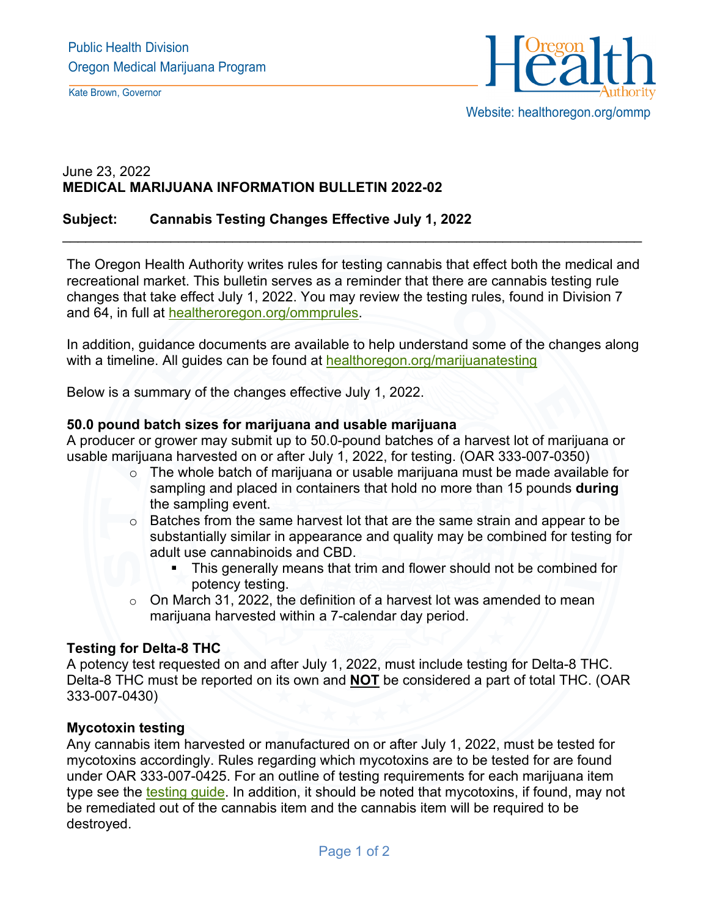Public Health Division
Oregon Medical Marijuana Program

Kate Brown, Governor

Oregon Health Authority

Website: healthoregon.org/ommp

June 23, 2022
**MEDICAL MARIJUANA INFORMATION BULLETIN 2022-02**

**Subject: Cannabis Testing Changes Effective July 1, 2022**

---

The Oregon Health Authority writes rules for testing cannabis that effect both the medical and recreational market. This bulletin serves as a reminder that there are cannabis testing rule changes that take effect July 1, 2022. You may review the testing rules, found in Division 7 and 64, in full at healtheroregon.org/ommprules.

In addition, guidance documents are available to help understand some of the changes along with a timeline. All guides can be found at healthoregon.org/marijuanatesting

Below is a summary of the changes effective July 1, 2022.

**50.0 pound batch sizes for marijuana and usable marijuana**
A producer or grower may submit up to 50.0-pound batches of a harvest lot of marijuana or usable marijuana harvested on or after July 1, 2022, for testing. (OAR 333-007-0350)

- The whole batch of marijuana or usable marijuana must be made available for sampling and placed in containers that hold no more than 15 pounds **during** the sampling event.
- Batches from the same harvest lot that are the same strain and appear to be substantially similar in appearance and quality may be combined for testing for adult use cannabinoids and CBD.
  - This generally means that trim and flower should not be combined for potency testing.
- On March 31, 2022, the definition of a harvest lot was amended to mean marijuana harvested within a 7-calendar day period.

**Testing for Delta-8 THC**
A potency test requested on and after July 1, 2022, must include testing for Delta-8 THC. Delta-8 THC must be reported on its own and <u>**NOT**</u> be considered a part of total THC. (OAR 333-007-0430)

**Mycotoxin testing**
Any cannabis item harvested or manufactured on or after July 1, 2022, must be tested for mycotoxins accordingly. Rules regarding which mycotoxins are to be tested for are found under OAR 333-007-0425. For an outline of testing requirements for each marijuana item type see the testing guide. In addition, it should be noted that mycotoxins, if found, may not be remediated out of the cannabis item and the cannabis item will be required to be destroyed.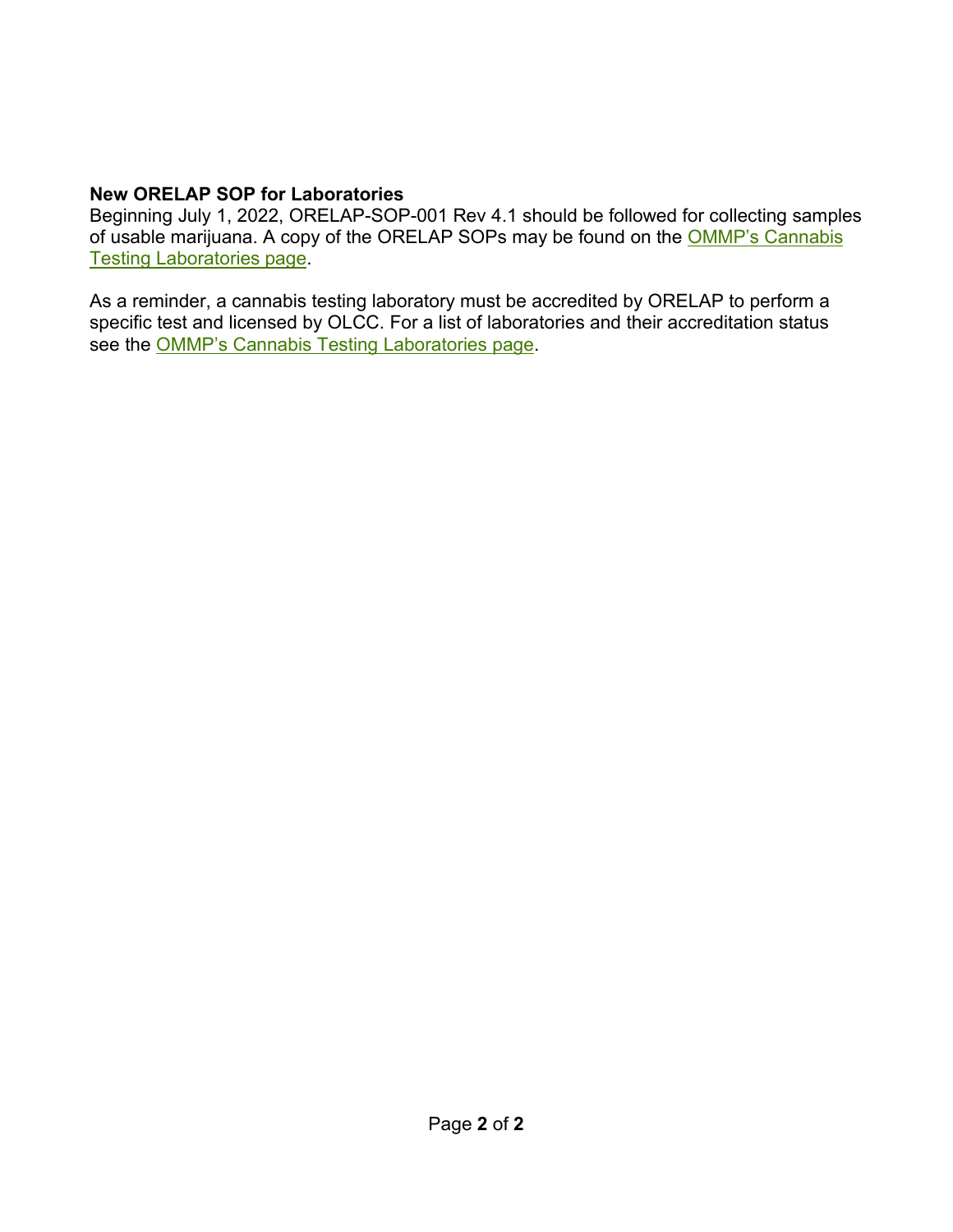**New ORELAP SOP for Laboratories**

Beginning July 1, 2022, ORELAP-SOP-001 Rev 4.1 should be followed for collecting samples of usable marijuana. A copy of the ORELAP SOPs may be found on the OMMP's Cannabis Testing Laboratories page.

As a reminder, a cannabis testing laboratory must be accredited by ORELAP to perform a specific test and licensed by OLCC. For a list of laboratories and their accreditation status see the OMMP's Cannabis Testing Laboratories page.